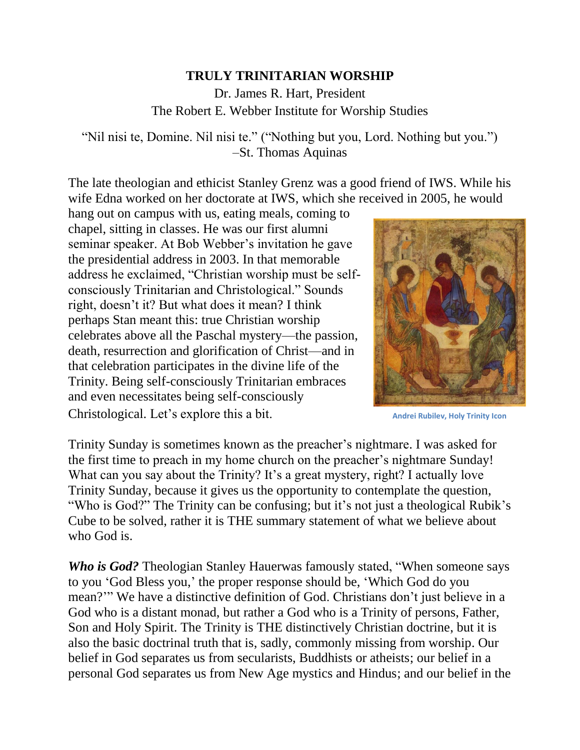# TRULY TRINITARIAN WORSHIP

Dr. James R. Hart, President
The Robert E. Webber Institute for Worship Studies

"Nil nisi te, Domine. Nil nisi te." ("Nothing but you, Lord. Nothing but you.")
–St. Thomas Aquinas

The late theologian and ethicist Stanley Grenz was a good friend of IWS. While his wife Edna worked on her doctorate at IWS, which she received in 2005, he would hang out on campus with us, eating meals, coming to chapel, sitting in classes. He was our first alumni seminar speaker. At Bob Webber's invitation he gave the presidential address in 2003. In that memorable address he exclaimed, "Christian worship must be self-consciously Trinitarian and Christological." Sounds right, doesn't it? But what does it mean? I think perhaps Stan meant this: true Christian worship celebrates above all the Paschal mystery—the passion, death, resurrection and glorification of Christ—and in that celebration participates in the divine life of the Trinity. Being self-consciously Trinitarian embraces and even necessitates being self-consciously Christological. Let's explore this a bit.

Andrei Rubilev, Holy Trinity Icon

Trinity Sunday is sometimes known as the preacher's nightmare. I was asked for the first time to preach in my home church on the preacher's nightmare Sunday! What can you say about the Trinity? It's a great mystery, right? I actually love Trinity Sunday, because it gives us the opportunity to contemplate the question, "Who is God?" The Trinity can be confusing; but it's not just a theological Rubik's Cube to be solved, rather it is THE summary statement of what we believe about who God is.

***Who is God?*** Theologian Stanley Hauerwas famously stated, "When someone says to you 'God Bless you,' the proper response should be, 'Which God do you mean?'" We have a distinctive definition of God. Christians don't just believe in a God who is a distant monad, but rather a God who is a Trinity of persons, Father, Son and Holy Spirit. The Trinity is THE distinctively Christian doctrine, but it is also the basic doctrinal truth that is, sadly, commonly missing from worship. Our belief in God separates us from secularists, Buddhists or atheists; our belief in a personal God separates us from New Age mystics and Hindus; and our belief in the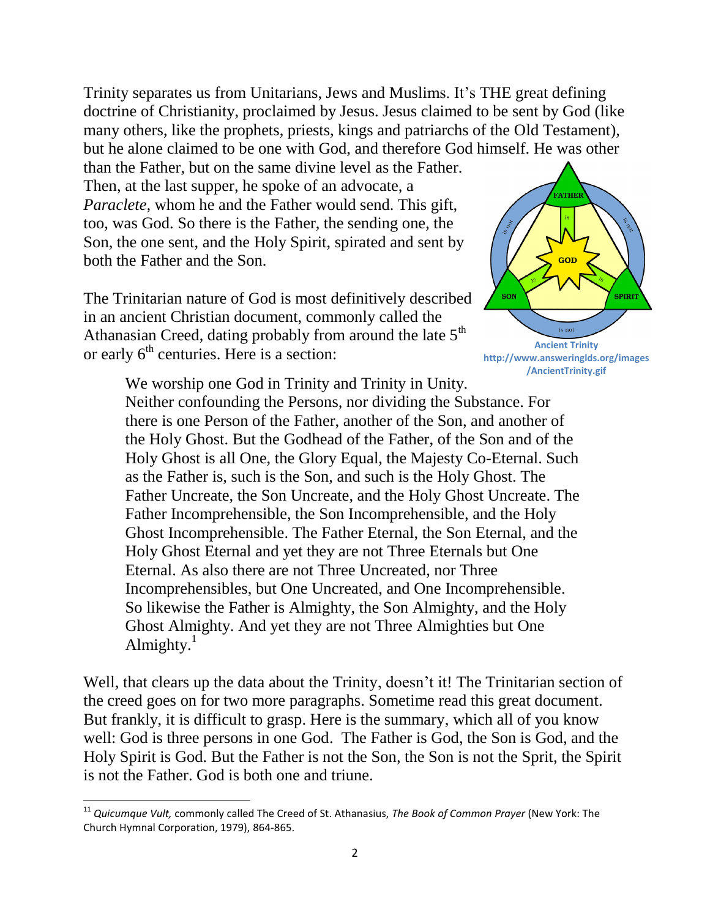Trinity separates us from Unitarians, Jews and Muslims. It's THE great defining doctrine of Christianity, proclaimed by Jesus. Jesus claimed to be sent by God (like many others, like the prophets, priests, kings and patriarchs of the Old Testament), but he alone claimed to be one with God, and therefore God himself. He was other than the Father, but on the same divine level as the Father. Then, at the last supper, he spoke of an advocate, a *Paraclete,* whom he and the Father would send. This gift, too, was God. So there is the Father, the sending one, the Son, the one sent, and the Holy Spirit, spirated and sent by both the Father and the Son.

The Trinitarian nature of God is most definitively described in an ancient Christian document, commonly called the Athanasian Creed, dating probably from around the late 5th or early 6th centuries. Here is a section:

Ancient Trinity
http://www.answeringlds.org/images/AncientTrinity.gif

> We worship one God in Trinity and Trinity in Unity. Neither confounding the Persons, nor dividing the Substance. For there is one Person of the Father, another of the Son, and another of the Holy Ghost. But the Godhead of the Father, of the Son and of the Holy Ghost is all One, the Glory Equal, the Majesty Co-Eternal. Such as the Father is, such is the Son, and such is the Holy Ghost. The Father Uncreate, the Son Uncreate, and the Holy Ghost Uncreate. The Father Incomprehensible, the Son Incomprehensible, and the Holy Ghost Incomprehensible. The Father Eternal, the Son Eternal, and the Holy Ghost Eternal and yet they are not Three Eternals but One Eternal. As also there are not Three Uncreated, nor Three Incomprehensibles, but One Uncreated, and One Incomprehensible. So likewise the Father is Almighty, the Son Almighty, and the Holy Ghost Almighty. And yet they are not Three Almighties but One Almighty.[1]

Well, that clears up the data about the Trinity, doesn't it! The Trinitarian section of the creed goes on for two more paragraphs. Sometime read this great document. But frankly, it is difficult to grasp. Here is the summary, which all of you know well: God is three persons in one God. The Father is God, the Son is God, and the Holy Spirit is God. But the Father is not the Son, the Son is not the Sprit, the Spirit is not the Father. God is both one and triune.

---

[11] *Quicumque Vult,* commonly called The Creed of St. Athanasius, *The Book of Common Prayer* (New York: The Church Hymnal Corporation, 1979), 864-865.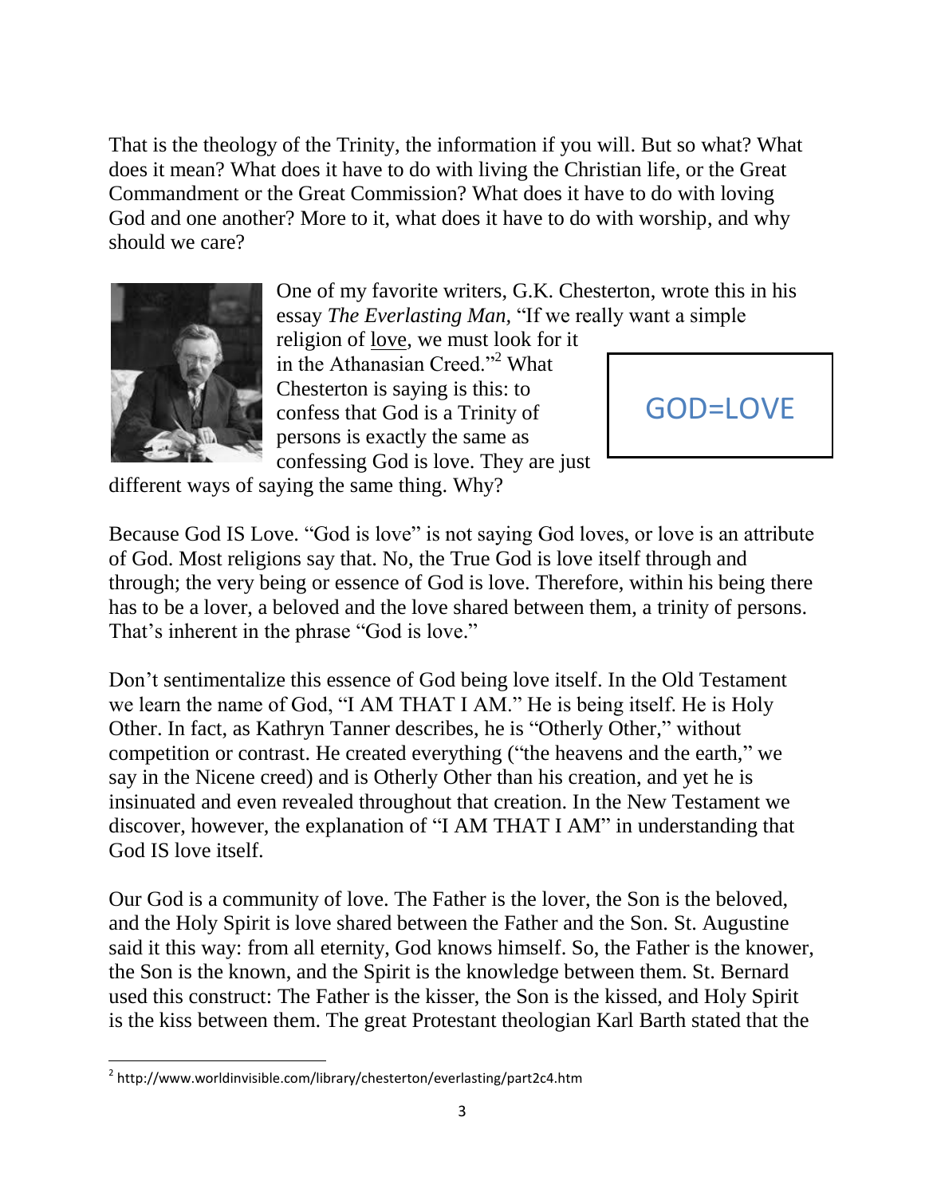That is the theology of the Trinity, the information if you will. But so what? What does it mean? What does it have to do with living the Christian life, or the Great Commandment or the Great Commission? What does it have to do with loving God and one another? More to it, what does it have to do with worship, and why should we care?

One of my favorite writers, G.K. Chesterton, wrote this in his essay *The Everlasting Man*, "If we really want a simple religion of love, we must look for it in the Athanasian Creed."[2] What Chesterton is saying is this: to confess that God is a Trinity of persons is exactly the same as confessing God is love. They are just different ways of saying the same thing. Why?

GOD=LOVE

Because God IS Love. "God is love" is not saying God loves, or love is an attribute of God. Most religions say that. No, the True God is love itself through and through; the very being or essence of God is love. Therefore, within his being there has to be a lover, a beloved and the love shared between them, a trinity of persons. That's inherent in the phrase "God is love."

Don't sentimentalize this essence of God being love itself. In the Old Testament we learn the name of God, "I AM THAT I AM." He is being itself. He is Holy Other. In fact, as Kathryn Tanner describes, he is "Otherly Other," without competition or contrast. He created everything ("the heavens and the earth," we say in the Nicene creed) and is Otherly Other than his creation, and yet he is insinuated and even revealed throughout that creation. In the New Testament we discover, however, the explanation of "I AM THAT I AM" in understanding that God IS love itself.

Our God is a community of love. The Father is the lover, the Son is the beloved, and the Holy Spirit is love shared between the Father and the Son. St. Augustine said it this way: from all eternity, God knows himself. So, the Father is the knower, the Son is the known, and the Spirit is the knowledge between them. St. Bernard used this construct: The Father is the kisser, the Son is the kissed, and Holy Spirit is the kiss between them. The great Protestant theologian Karl Barth stated that the

[2] http://www.worldinvisible.com/library/chesterton/everlasting/part2c4.htm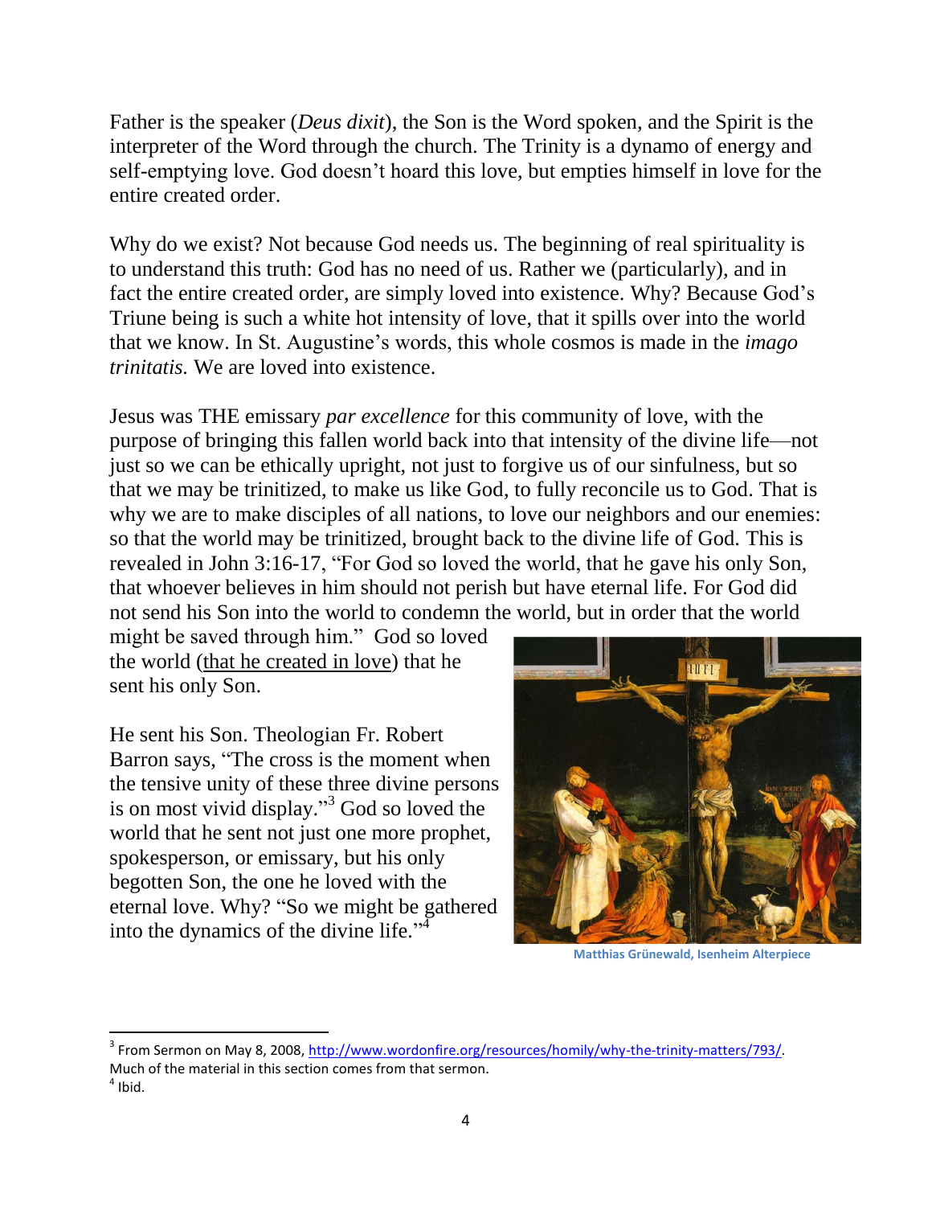Father is the speaker (*Deus dixit*), the Son is the Word spoken, and the Spirit is the interpreter of the Word through the church. The Trinity is a dynamo of energy and self-emptying love. God doesn't hoard this love, but empties himself in love for the entire created order.

Why do we exist? Not because God needs us. The beginning of real spirituality is to understand this truth: God has no need of us. Rather we (particularly), and in fact the entire created order, are simply loved into existence. Why? Because God's Triune being is such a white hot intensity of love, that it spills over into the world that we know. In St. Augustine's words, this whole cosmos is made in the *imago trinitatis.* We are loved into existence.

Jesus was THE emissary *par excellence* for this community of love, with the purpose of bringing this fallen world back into that intensity of the divine life—not just so we can be ethically upright, not just to forgive us of our sinfulness, but so that we may be trinitized, to make us like God, to fully reconcile us to God. That is why we are to make disciples of all nations, to love our neighbors and our enemies: so that the world may be trinitized, brought back to the divine life of God. This is revealed in John 3:16-17, "For God so loved the world, that he gave his only Son, that whoever believes in him should not perish but have eternal life. For God did not send his Son into the world to condemn the world, but in order that the world might be saved through him." God so loved the world (<u>that he created in love</u>) that he sent his only Son.

He sent his Son. Theologian Fr. Robert Barron says, "The cross is the moment when the tensive unity of these three divine persons is on most vivid display."[3] God so loved the world that he sent not just one more prophet, spokesperson, or emissary, but his only begotten Son, the one he loved with the eternal love. Why? "So we might be gathered into the dynamics of the divine life."[4]

Matthias Grünewald, Isenheim Alterpiece

---

[3] From Sermon on May 8, 2008, http://www.wordonfire.org/resources/homily/why-the-trinity-matters/793/. Much of the material in this section comes from that sermon.

[4] Ibid.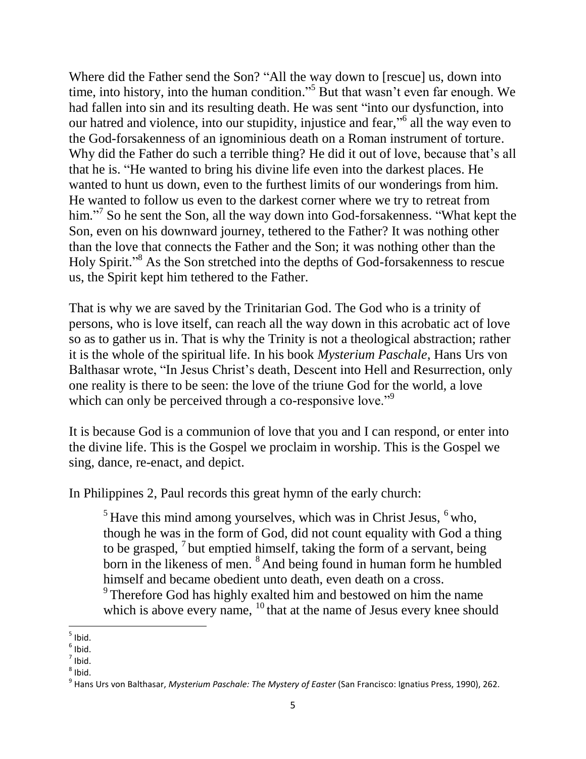Where did the Father send the Son? "All the way down to [rescue] us, down into time, into history, into the human condition."[5] But that wasn't even far enough. We had fallen into sin and its resulting death. He was sent "into our dysfunction, into our hatred and violence, into our stupidity, injustice and fear,"[6] all the way even to the God-forsakenness of an ignominious death on a Roman instrument of torture. Why did the Father do such a terrible thing? He did it out of love, because that's all that he is. "He wanted to bring his divine life even into the darkest places. He wanted to hunt us down, even to the furthest limits of our wonderings from him. He wanted to follow us even to the darkest corner where we try to retreat from him."[7] So he sent the Son, all the way down into God-forsakenness. "What kept the Son, even on his downward journey, tethered to the Father? It was nothing other than the love that connects the Father and the Son; it was nothing other than the Holy Spirit."[8] As the Son stretched into the depths of God-forsakenness to rescue us, the Spirit kept him tethered to the Father.

That is why we are saved by the Trinitarian God. The God who is a trinity of persons, who is love itself, can reach all the way down in this acrobatic act of love so as to gather us in. That is why the Trinity is not a theological abstraction; rather it is the whole of the spiritual life. In his book *Mysterium Paschale*, Hans Urs von Balthasar wrote, "In Jesus Christ's death, Descent into Hell and Resurrection, only one reality is there to be seen: the love of the triune God for the world, a love which can only be perceived through a co-responsive love."[9]

It is because God is a communion of love that you and I can respond, or enter into the divine life. This is the Gospel we proclaim in worship. This is the Gospel we sing, dance, re-enact, and depict.

In Philippines 2, Paul records this great hymn of the early church:

> [5] Have this mind among yourselves, which was in Christ Jesus, [6] who, though he was in the form of God, did not count equality with God a thing to be grasped, [7] but emptied himself, taking the form of a servant, being born in the likeness of men. [8] And being found in human form he humbled himself and became obedient unto death, even death on a cross.
> [9] Therefore God has highly exalted him and bestowed on him the name which is above every name, [10] that at the name of Jesus every knee should

---

[5] Ibid.

[6] Ibid.

[7] Ibid.

[8] Ibid.

[9] Hans Urs von Balthasar, *Mysterium Paschale: The Mystery of Easter* (San Francisco: Ignatius Press, 1990), 262.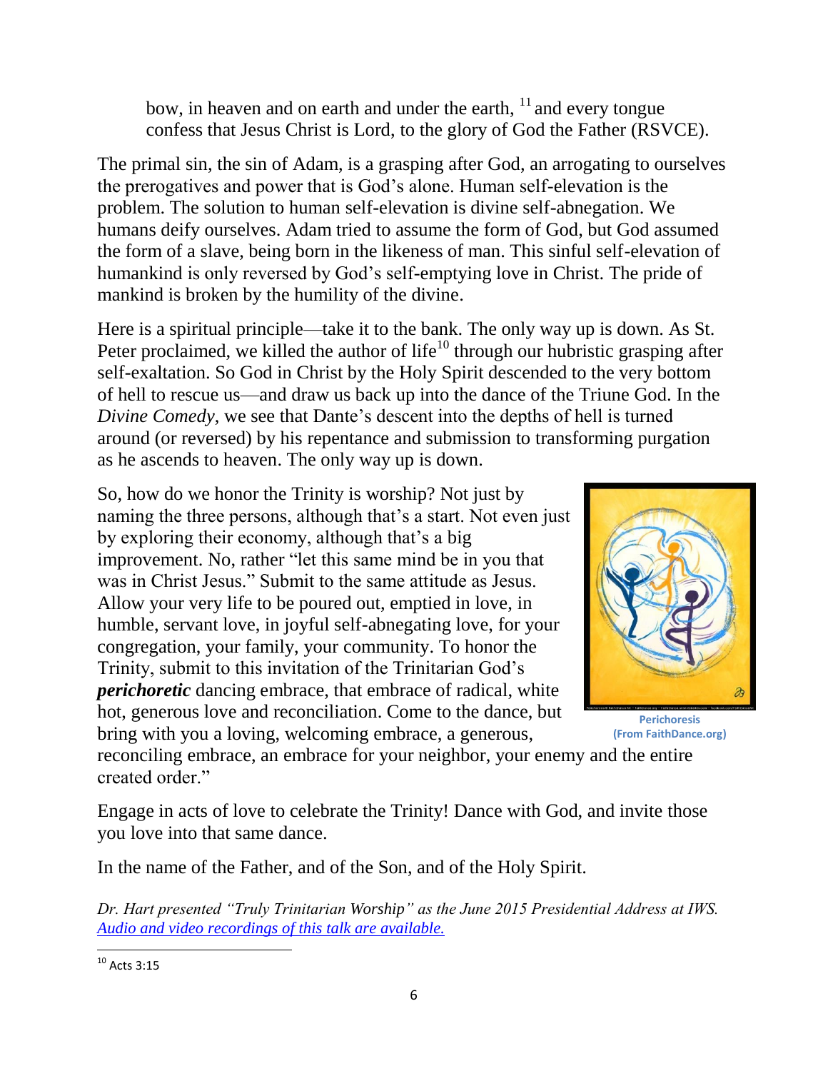bow, in heaven and on earth and under the earth, [11] and every tongue confess that Jesus Christ is Lord, to the glory of God the Father (RSVCE).

The primal sin, the sin of Adam, is a grasping after God, an arrogating to ourselves the prerogatives and power that is God's alone. Human self-elevation is the problem. The solution to human self-elevation is divine self-abnegation. We humans deify ourselves. Adam tried to assume the form of God, but God assumed the form of a slave, being born in the likeness of man. This sinful self-elevation of humankind is only reversed by God's self-emptying love in Christ. The pride of mankind is broken by the humility of the divine.

Here is a spiritual principle—take it to the bank. The only way up is down. As St. Peter proclaimed, we killed the author of life[10] through our hubristic grasping after self-exaltation. So God in Christ by the Holy Spirit descended to the very bottom of hell to rescue us—and draw us back up into the dance of the Triune God. In the *Divine Comedy*, we see that Dante's descent into the depths of hell is turned around (or reversed) by his repentance and submission to transforming purgation as he ascends to heaven. The only way up is down.

So, how do we honor the Trinity is worship? Not just by naming the three persons, although that's a start. Not even just by exploring their economy, although that's a big improvement. No, rather "let this same mind be in you that was in Christ Jesus." Submit to the same attitude as Jesus. Allow your very life to be poured out, emptied in love, in humble, servant love, in joyful self-abnegating love, for your congregation, your family, your community. To honor the Trinity, submit to this invitation of the Trinitarian God's ***perichoretic*** dancing embrace, that embrace of radical, white hot, generous love and reconciliation. Come to the dance, but bring with you a loving, welcoming embrace, a generous, reconciling embrace, an embrace for your neighbor, your enemy and the entire created order."

Perichoresis
(From FaithDance.org)

Engage in acts of love to celebrate the Trinity! Dance with God, and invite those you love into that same dance.

In the name of the Father, and of the Son, and of the Holy Spirit.

*Dr. Hart presented "Truly Trinitarian Worship" as the June 2015 Presidential Address at IWS. [Audio and video recordings of this talk are available.]*

---

[10] Acts 3:15